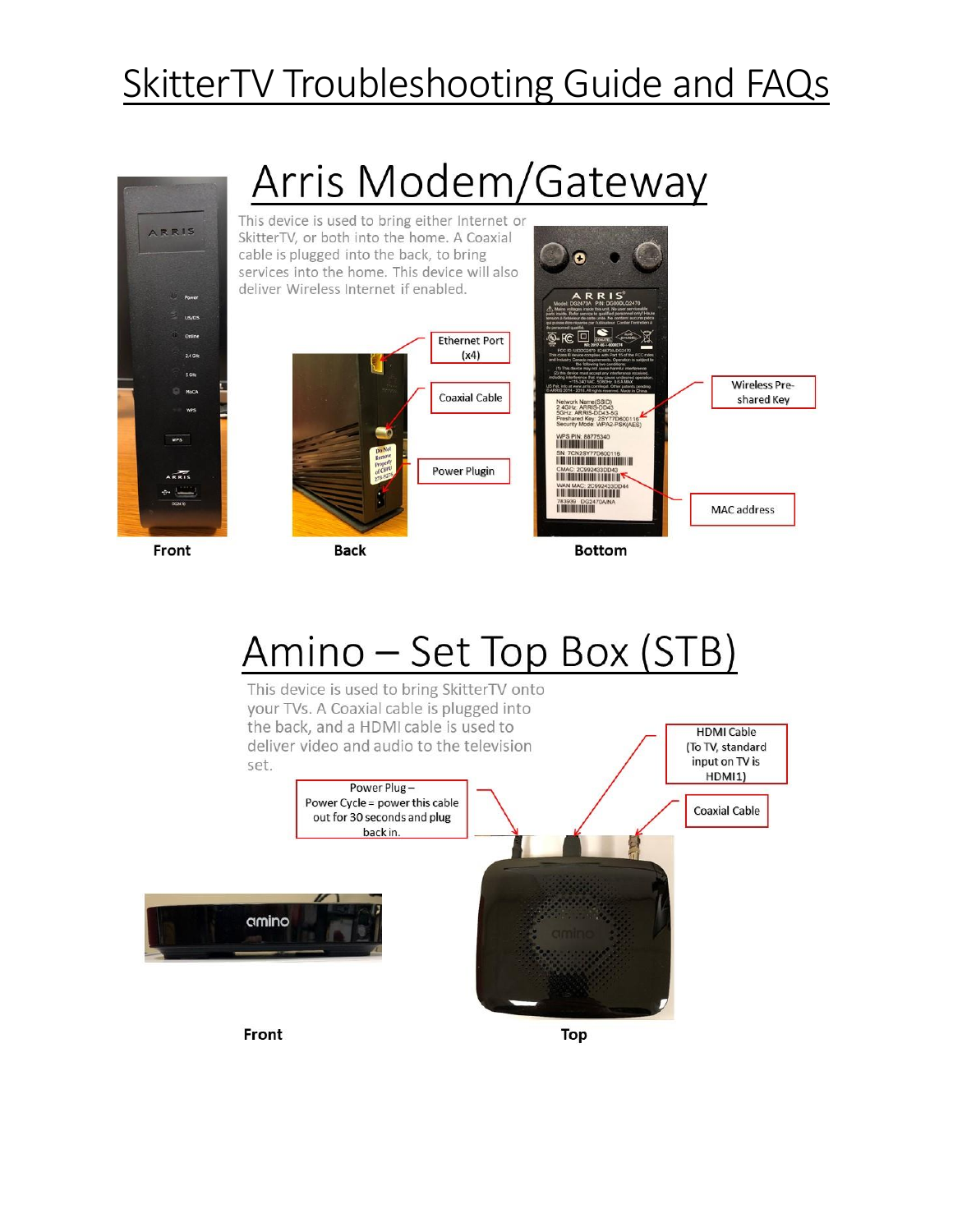# SkitterTV Troubleshooting Guide and FAQs

## Arris Modem/Gateway

This device is used to bring either Internet or SkitterTV, or both into the home. A Coaxial cable is plugged into the back, to bring services into the home. This device will also deliver Wireless Internet if enabled.

Ethernet Port (x4)

Coaxial Cable

Power Plugin

Wireless Pre-shared Key

MAC address

**Front** **Back** **Bottom**

## Amino – Set Top Box (STB)

This device is used to bring SkitterTV onto your TVs. A Coaxial cable is plugged into the back, and a HDMI cable is used to deliver video and audio to the television set.

Power Plug – Power Cycle = power this cable out for 30 seconds and plug back in.

HDMI Cable (To TV, standard input on TV is HDMI1)

Coaxial Cable

**Front** **Top**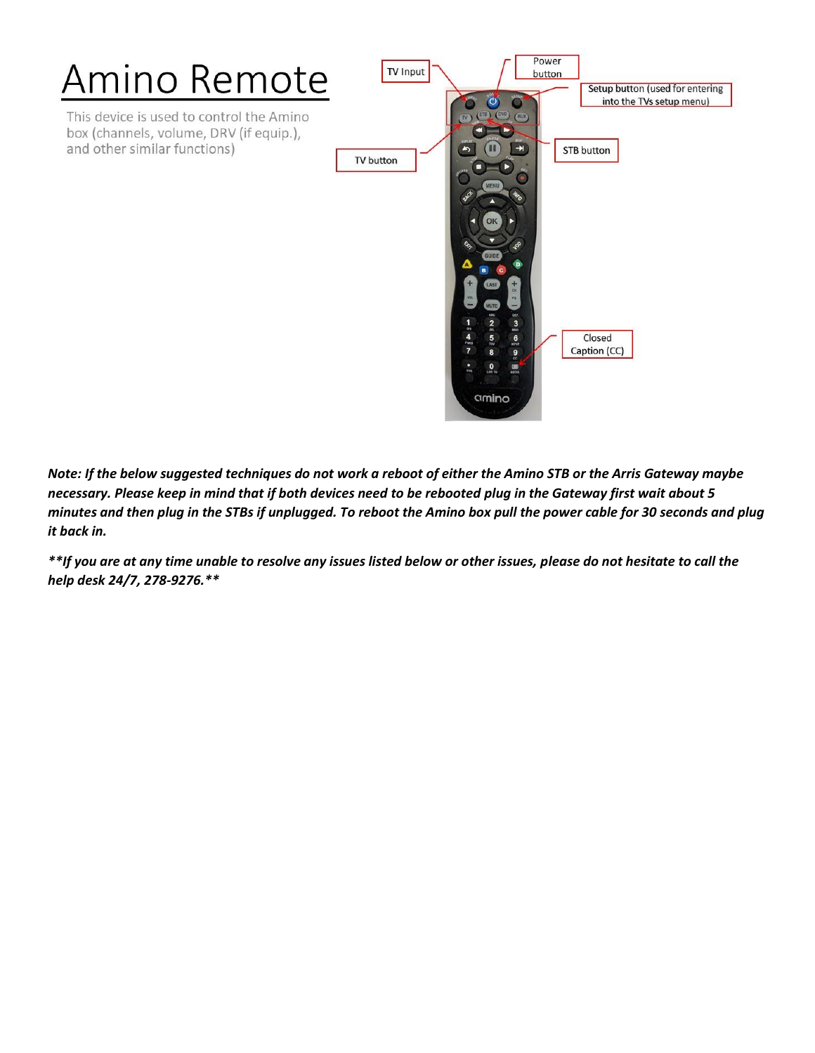# Amino Remote

This device is used to control the Amino box (channels, volume, DRV (if equip.), and other similar functions)

TV Input

Power button

Setup button (used for entering into the TVs setup menu)

TV button

STB button

Closed Caption (CC)

***Note: If the below suggested techniques do not work a reboot of either the Amino STB or the Arris Gateway maybe necessary. Please keep in mind that if both devices need to be rebooted plug in the Gateway first wait about 5 minutes and then plug in the STBs if unplugged. To reboot the Amino box pull the power cable for 30 seconds and plug it back in.***

***\*\*If you are at any time unable to resolve any issues listed below or other issues, please do not hesitate to call the help desk 24/7, 278-9276.\*\****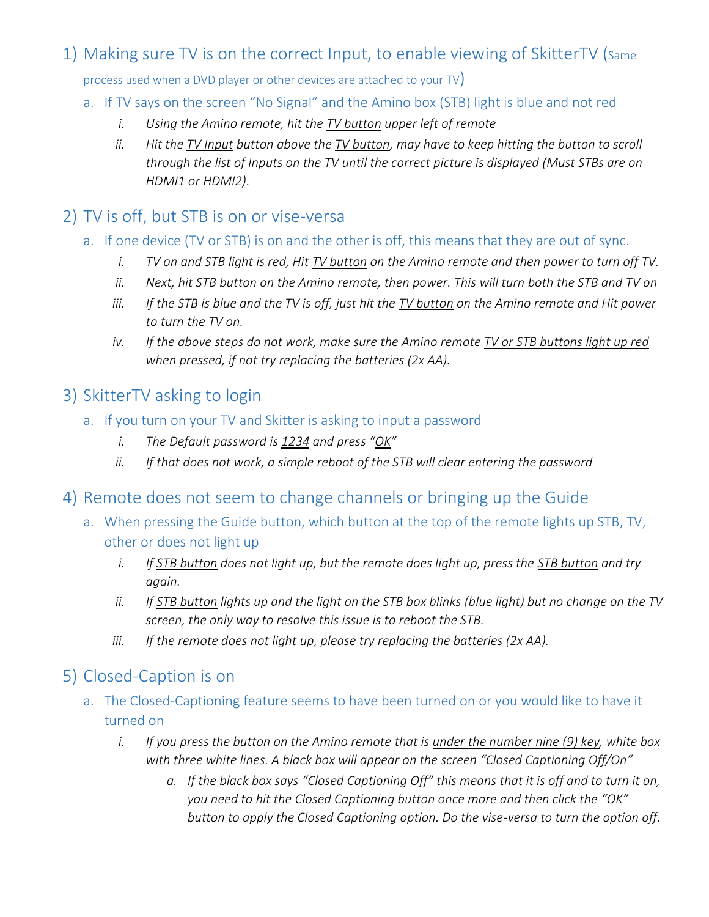## 1) Making sure TV is on the correct Input, to enable viewing of SkitterTV (Same process used when a DVD player or other devices are attached to your TV)

a. If TV says on the screen "No Signal" and the Amino box (STB) light is blue and not red

   i. *Using the Amino remote, hit the <u>TV button</u> upper left of remote*

   ii. *Hit the <u>TV Input</u> button above the <u>TV button</u>, may have to keep hitting the button to scroll through the list of Inputs on the TV until the correct picture is displayed (Must STBs are on HDMI1 or HDMI2).*

## 2) TV is off, but STB is on or vise-versa

a. If one device (TV or STB) is on and the other is off, this means that they are out of sync.

   i. *TV on and STB light is red, Hit <u>TV button</u> on the Amino remote and then power to turn off TV.*

   ii. *Next, hit <u>STB button</u> on the Amino remote, then power. This will turn both the STB and TV on*

   iii. *If the STB is blue and the TV is off, just hit the <u>TV button</u> on the Amino remote and Hit power to turn the TV on.*

   iv. *If the above steps do not work, make sure the Amino remote <u>TV or STB buttons light up red</u> when pressed, if not try replacing the batteries (2x AA).*

## 3) SkitterTV asking to login

a. If you turn on your TV and Skitter is asking to input a password

   i. *The Default password is <u>1234</u> and press "<u>OK</u>"*

   ii. *If that does not work, a simple reboot of the STB will clear entering the password*

## 4) Remote does not seem to change channels or bringing up the Guide

a. When pressing the Guide button, which button at the top of the remote lights up STB, TV, other or does not light up

   i. *If <u>STB button</u> does not light up, but the remote does light up, press the <u>STB button</u> and try again.*

   ii. *If <u>STB button</u> lights up and the light on the STB box blinks (blue light) but no change on the TV screen, the only way to resolve this issue is to reboot the STB.*

   iii. *If the remote does not light up, please try replacing the batteries (2x AA).*

## 5) Closed-Caption is on

a. The Closed-Captioning feature seems to have been turned on or you would like to have it turned on

   i. *If you press the button on the Amino remote that is <u>under the number nine (9) key</u>, white box with three white lines. A black box will appear on the screen "Closed Captioning Off/On"*

      a. *If the black box says "Closed Captioning Off" this means that it is off and to turn it on, you need to hit the Closed Captioning button once more and then click the "OK" button to apply the Closed Captioning option. Do the vise-versa to turn the option off.*